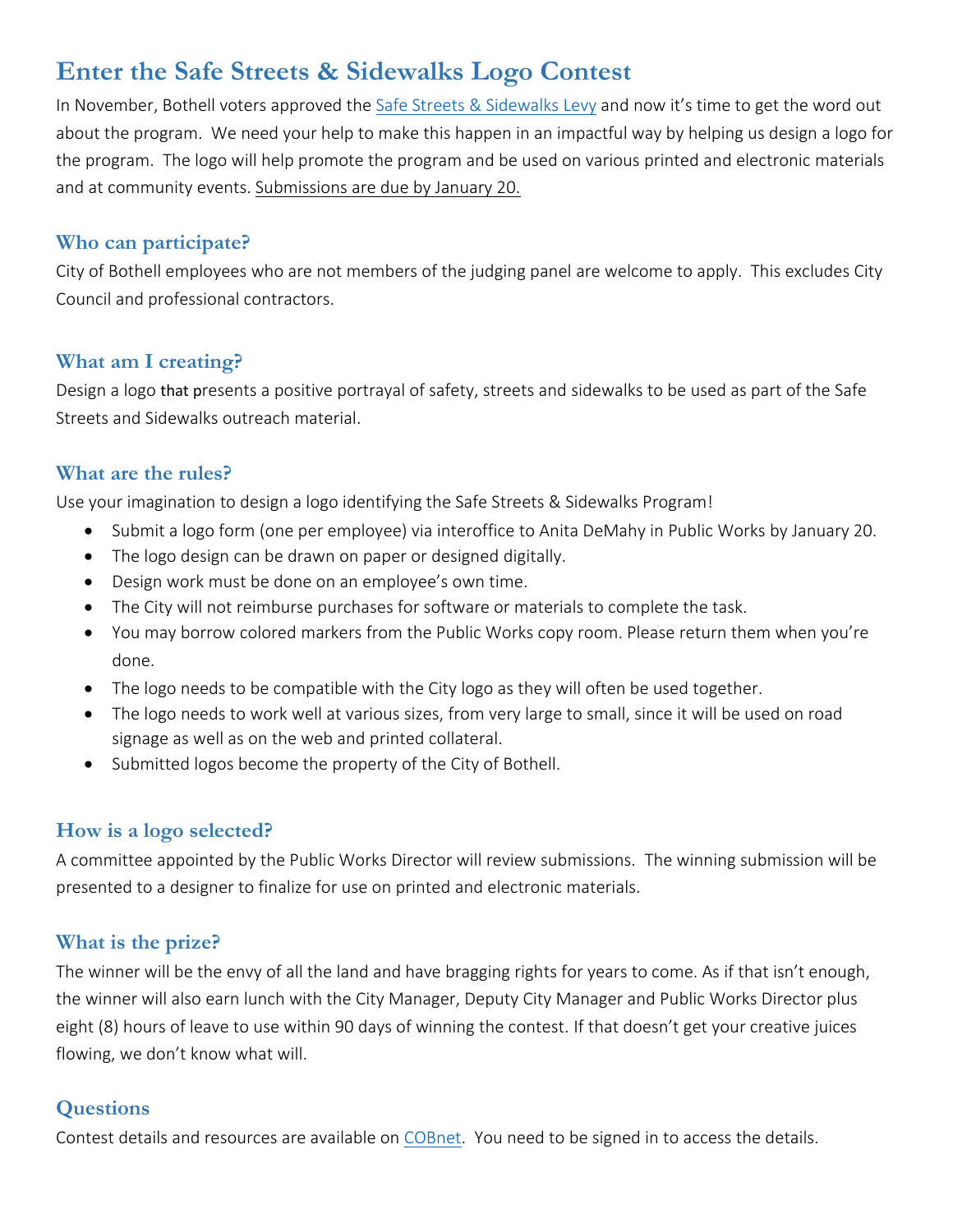# Enter the Safe Streets & Sidewalks Logo Contest

In November, Bothell voters approved the Safe Streets & Sidewalks Levy and now it's time to get the word out about the program. We need your help to make this happen in an impactful way by helping us design a logo for the program. The logo will help promote the program and be used on various printed and electronic materials and at community events. Submissions are due by January 20.

## Who can participate?

City of Bothell employees who are not members of the judging panel are welcome to apply. This excludes City Council and professional contractors.

## What am I creating?

Design a logo that presents a positive portrayal of safety, streets and sidewalks to be used as part of the Safe Streets and Sidewalks outreach material.

## What are the rules?

Use your imagination to design a logo identifying the Safe Streets & Sidewalks Program!

- Submit a logo form (one per employee) via interoffice to Anita DeMahy in Public Works by January 20.
- The logo design can be drawn on paper or designed digitally.
- Design work must be done on an employee's own time.
- The City will not reimburse purchases for software or materials to complete the task.
- You may borrow colored markers from the Public Works copy room. Please return them when you're done.
- The logo needs to be compatible with the City logo as they will often be used together.
- The logo needs to work well at various sizes, from very large to small, since it will be used on road signage as well as on the web and printed collateral.
- Submitted logos become the property of the City of Bothell.

## How is a logo selected?

A committee appointed by the Public Works Director will review submissions. The winning submission will be presented to a designer to finalize for use on printed and electronic materials.

## What is the prize?

The winner will be the envy of all the land and have bragging rights for years to come. As if that isn't enough, the winner will also earn lunch with the City Manager, Deputy City Manager and Public Works Director plus eight (8) hours of leave to use within 90 days of winning the contest. If that doesn't get your creative juices flowing, we don't know what will.

## Questions

Contest details and resources are available on COBnet. You need to be signed in to access the details.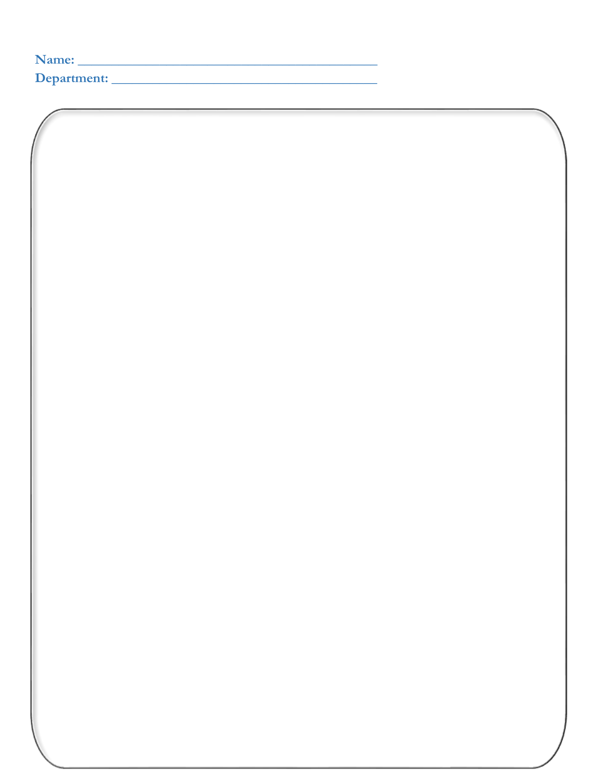**Name:** ________________________________________

**Department:** ____________________________________